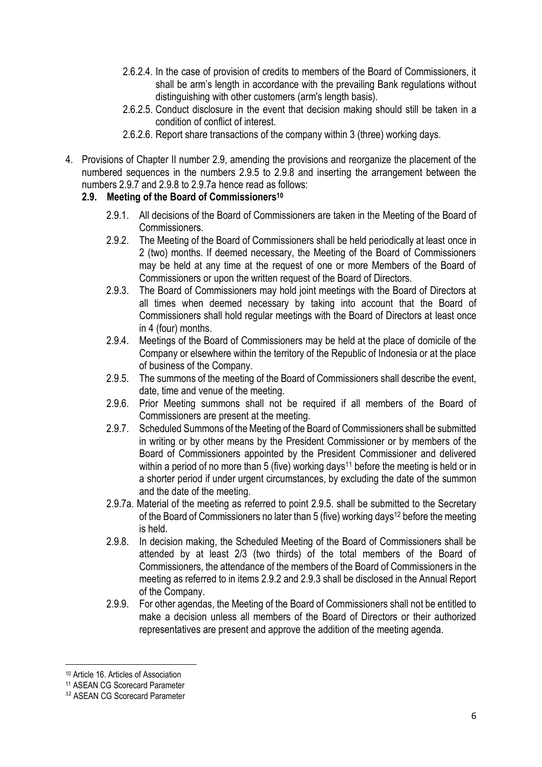2.6.2.4. In the case of provision of credits to members of the Board of Commissioners, it shall be arm's length in accordance with the prevailing Bank regulations without distinguishing with other customers (arm's length basis).

2.6.2.5. Conduct disclosure in the event that decision making should still be taken in a condition of conflict of interest.

2.6.2.6. Report share transactions of the company within 3 (three) working days.

4. Provisions of Chapter II number 2.9, amending the provisions and reorganize the placement of the numbered sequences in the numbers 2.9.5 to 2.9.8 and inserting the arrangement between the numbers 2.9.7 and 2.9.8 to 2.9.7a hence read as follows:

**2.9. Meeting of the Board of Commissioners[10]**

2.9.1. All decisions of the Board of Commissioners are taken in the Meeting of the Board of Commissioners.

2.9.2. The Meeting of the Board of Commissioners shall be held periodically at least once in 2 (two) months. If deemed necessary, the Meeting of the Board of Commissioners may be held at any time at the request of one or more Members of the Board of Commissioners or upon the written request of the Board of Directors.

2.9.3. The Board of Commissioners may hold joint meetings with the Board of Directors at all times when deemed necessary by taking into account that the Board of Commissioners shall hold regular meetings with the Board of Directors at least once in 4 (four) months.

2.9.4. Meetings of the Board of Commissioners may be held at the place of domicile of the Company or elsewhere within the territory of the Republic of Indonesia or at the place of business of the Company.

2.9.5. The summons of the meeting of the Board of Commissioners shall describe the event, date, time and venue of the meeting.

2.9.6. Prior Meeting summons shall not be required if all members of the Board of Commissioners are present at the meeting.

2.9.7. Scheduled Summons of the Meeting of the Board of Commissioners shall be submitted in writing or by other means by the President Commissioner or by members of the Board of Commissioners appointed by the President Commissioner and delivered within a period of no more than 5 (five) working days[11] before the meeting is held or in a shorter period if under urgent circumstances, by excluding the date of the summon and the date of the meeting.

2.9.7a. Material of the meeting as referred to point 2.9.5. shall be submitted to the Secretary of the Board of Commissioners no later than 5 (five) working days[12] before the meeting is held.

2.9.8. In decision making, the Scheduled Meeting of the Board of Commissioners shall be attended by at least 2/3 (two thirds) of the total members of the Board of Commissioners, the attendance of the members of the Board of Commissioners in the meeting as referred to in items 2.9.2 and 2.9.3 shall be disclosed in the Annual Report of the Company.

2.9.9. For other agendas, the Meeting of the Board of Commissioners shall not be entitled to make a decision unless all members of the Board of Directors or their authorized representatives are present and approve the addition of the meeting agenda.

---

[10] Article 16. Articles of Association

[11] ASEAN CG Scorecard Parameter

[12] ASEAN CG Scorecard Parameter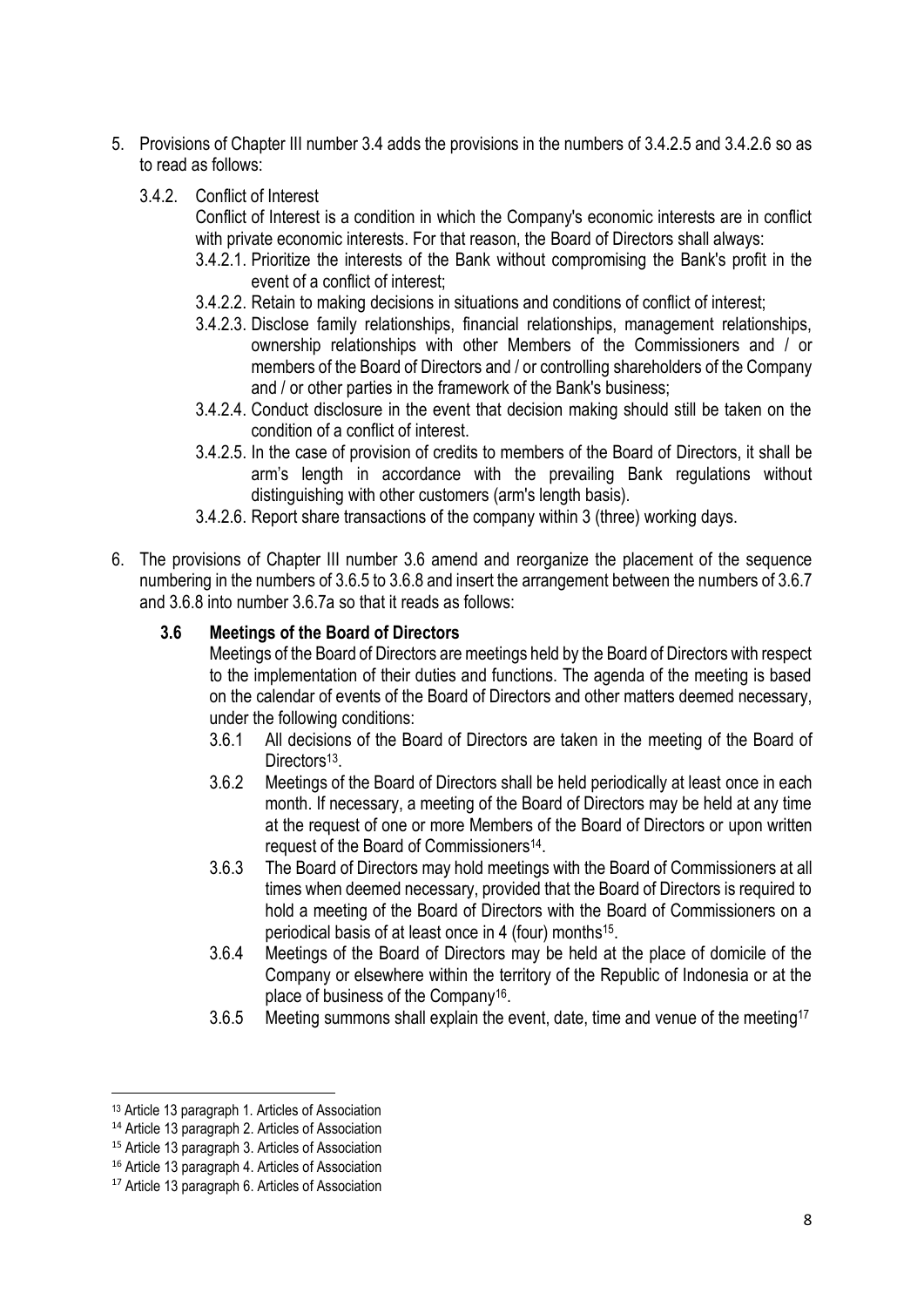5. Provisions of Chapter III number 3.4 adds the provisions in the numbers of 3.4.2.5 and 3.4.2.6 so as to read as follows:

   3.4.2. Conflict of Interest

   Conflict of Interest is a condition in which the Company's economic interests are in conflict with private economic interests. For that reason, the Board of Directors shall always:

   3.4.2.1. Prioritize the interests of the Bank without compromising the Bank's profit in the event of a conflict of interest;

   3.4.2.2. Retain to making decisions in situations and conditions of conflict of interest;

   3.4.2.3. Disclose family relationships, financial relationships, management relationships, ownership relationships with other Members of the Commissioners and / or members of the Board of Directors and / or controlling shareholders of the Company and / or other parties in the framework of the Bank's business;

   3.4.2.4. Conduct disclosure in the event that decision making should still be taken on the condition of a conflict of interest.

   3.4.2.5. In the case of provision of credits to members of the Board of Directors, it shall be arm's length in accordance with the prevailing Bank regulations without distinguishing with other customers (arm's length basis).

   3.4.2.6. Report share transactions of the company within 3 (three) working days.

6. The provisions of Chapter III number 3.6 amend and reorganize the placement of the sequence numbering in the numbers of 3.6.5 to 3.6.8 and insert the arrangement between the numbers of 3.6.7 and 3.6.8 into number 3.6.7a so that it reads as follows:

   **3.6 Meetings of the Board of Directors**

   Meetings of the Board of Directors are meetings held by the Board of Directors with respect to the implementation of their duties and functions. The agenda of the meeting is based on the calendar of events of the Board of Directors and other matters deemed necessary, under the following conditions:

   3.6.1 All decisions of the Board of Directors are taken in the meeting of the Board of Directors[13].

   3.6.2 Meetings of the Board of Directors shall be held periodically at least once in each month. If necessary, a meeting of the Board of Directors may be held at any time at the request of one or more Members of the Board of Directors or upon written request of the Board of Commissioners[14].

   3.6.3 The Board of Directors may hold meetings with the Board of Commissioners at all times when deemed necessary, provided that the Board of Directors is required to hold a meeting of the Board of Directors with the Board of Commissioners on a periodical basis of at least once in 4 (four) months[15].

   3.6.4 Meetings of the Board of Directors may be held at the place of domicile of the Company or elsewhere within the territory of the Republic of Indonesia or at the place of business of the Company[16].

   3.6.5 Meeting summons shall explain the event, date, time and venue of the meeting[17]

---

[13] Article 13 paragraph 1. Articles of Association

[14] Article 13 paragraph 2. Articles of Association

[15] Article 13 paragraph 3. Articles of Association

[16] Article 13 paragraph 4. Articles of Association

[17] Article 13 paragraph 6. Articles of Association